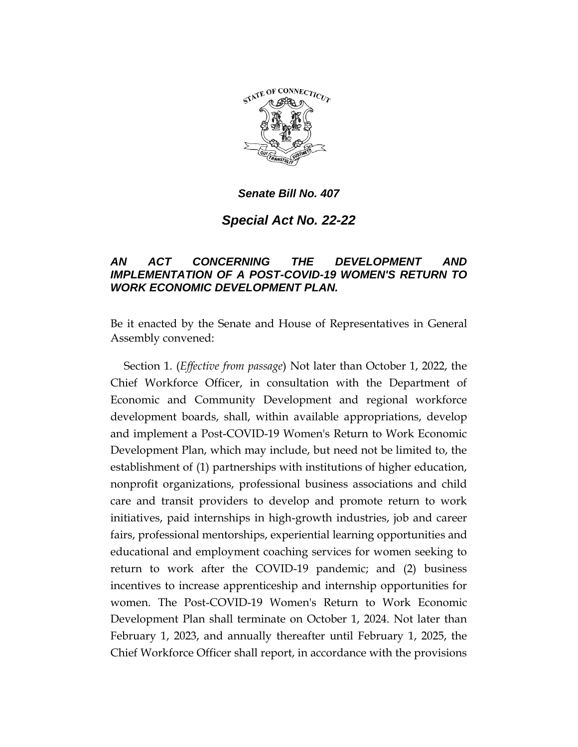*Senate Bill No. 407*

# *Special Act No. 22-22*

## *AN ACT CONCERNING THE DEVELOPMENT AND IMPLEMENTATION OF A POST-COVID-19 WOMEN'S RETURN TO WORK ECONOMIC DEVELOPMENT PLAN.*

Be it enacted by the Senate and House of Representatives in General Assembly convened:

Section 1. (*Effective from passage*) Not later than October 1, 2022, the Chief Workforce Officer, in consultation with the Department of Economic and Community Development and regional workforce development boards, shall, within available appropriations, develop and implement a Post-COVID-19 Women's Return to Work Economic Development Plan, which may include, but need not be limited to, the establishment of (1) partnerships with institutions of higher education, nonprofit organizations, professional business associations and child care and transit providers to develop and promote return to work initiatives, paid internships in high-growth industries, job and career fairs, professional mentorships, experiential learning opportunities and educational and employment coaching services for women seeking to return to work after the COVID-19 pandemic; and (2) business incentives to increase apprenticeship and internship opportunities for women. The Post-COVID-19 Women's Return to Work Economic Development Plan shall terminate on October 1, 2024. Not later than February 1, 2023, and annually thereafter until February 1, 2025, the Chief Workforce Officer shall report, in accordance with the provisions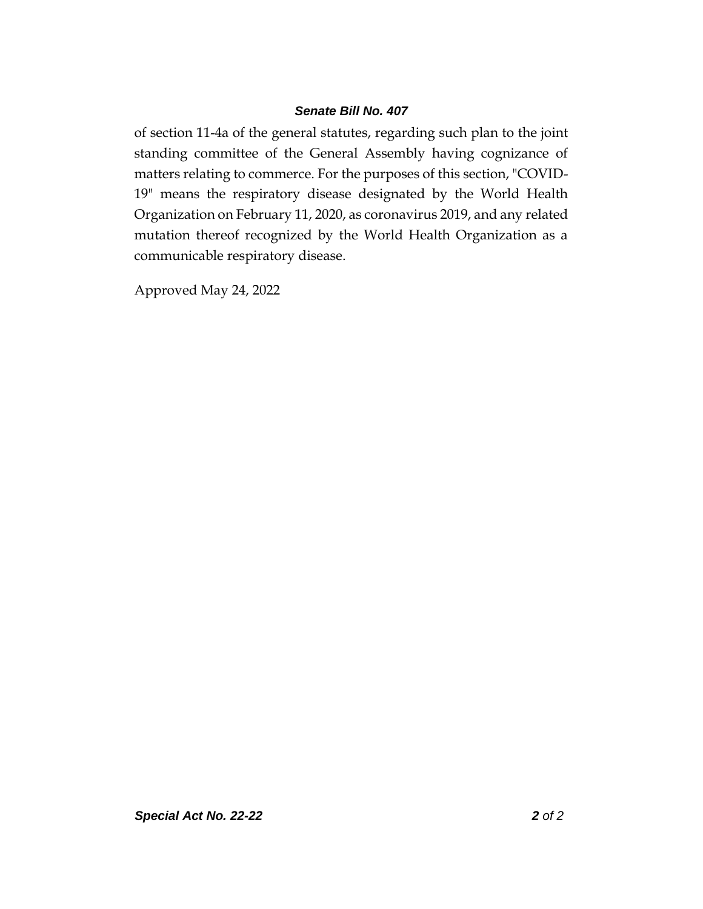of section 11-4a of the general statutes, regarding such plan to the joint standing committee of the General Assembly having cognizance of matters relating to commerce. For the purposes of this section, "COVID-19" means the respiratory disease designated by the World Health Organization on February 11, 2020, as coronavirus 2019, and any related mutation thereof recognized by the World Health Organization as a communicable respiratory disease.

Approved May 24, 2022